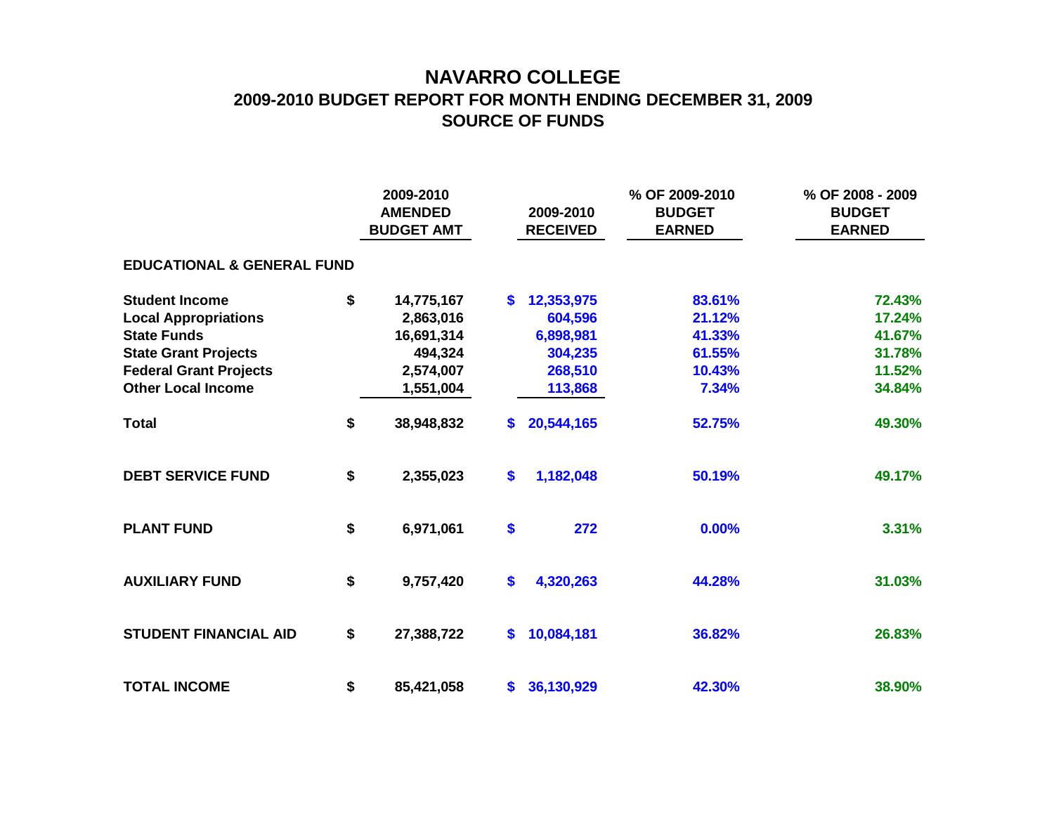# NAVARRO COLLEGE

## 2009-2010 BUDGET REPORT FOR MONTH ENDING DECEMBER 31, 2009

## SOURCE OF FUNDS

| | 2009-2010 AMENDED BUDGET AMT | 2009-2010 RECEIVED | % OF 2009-2010 BUDGET EARNED | % OF 2008 - 2009 BUDGET EARNED |
|---|---|---|---|---|
| **EDUCATIONAL & GENERAL FUND** | | | | |
| **Student Income** | $ 14,775,167 | $ 12,353,975 | 83.61% | 72.43% |
| **Local Appropriations** | 2,863,016 | 604,596 | 21.12% | 17.24% |
| **State Funds** | 16,691,314 | 6,898,981 | 41.33% | 41.67% |
| **State Grant Projects** | 494,324 | 304,235 | 61.55% | 31.78% |
| **Federal Grant Projects** | 2,574,007 | 268,510 | 10.43% | 11.52% |
| **Other Local Income** | 1,551,004 | 113,868 | 7.34% | 34.84% |
| **Total** | $ 38,948,832 | $ 20,544,165 | 52.75% | 49.30% |
| **DEBT SERVICE FUND** | $ 2,355,023 | $ 1,182,048 | 50.19% | 49.17% |
| **PLANT FUND** | $ 6,971,061 | $ 272 | 0.00% | 3.31% |
| **AUXILIARY FUND** | $ 9,757,420 | $ 4,320,263 | 44.28% | 31.03% |
| **STUDENT FINANCIAL AID** | $ 27,388,722 | $ 10,084,181 | 36.82% | 26.83% |
| **TOTAL INCOME** | $ 85,421,058 | $ 36,130,929 | 42.30% | 38.90% |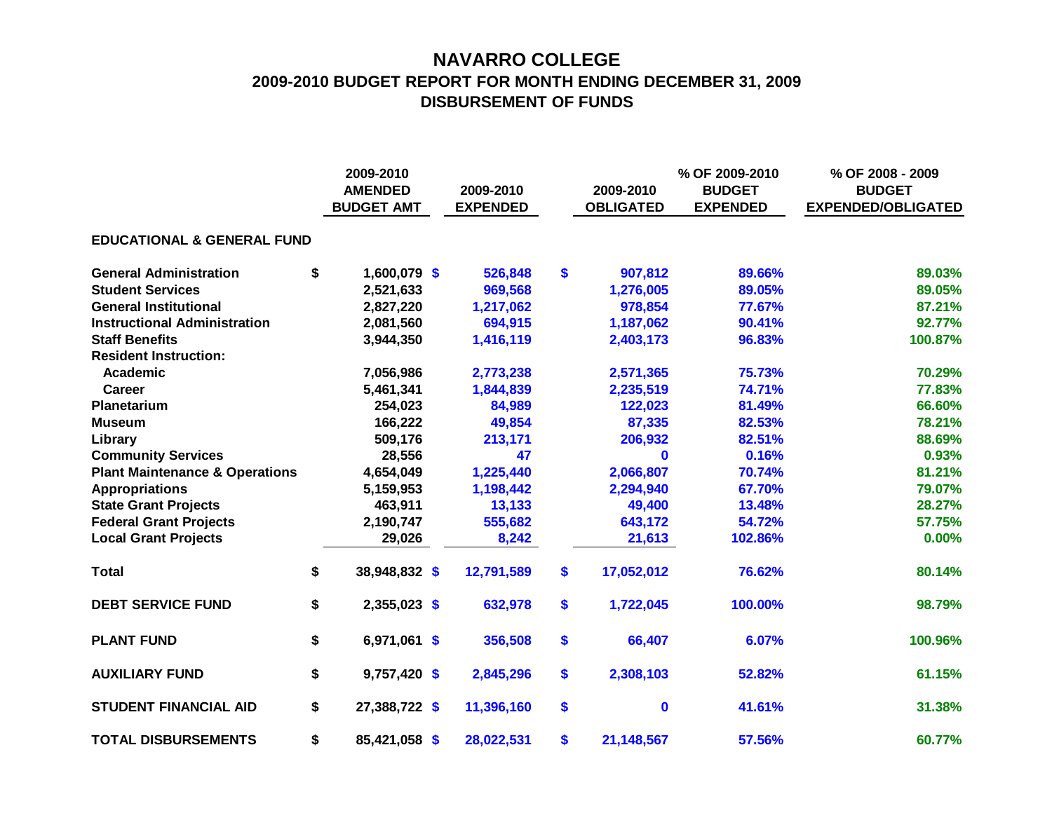# NAVARRO COLLEGE
## 2009-2010 BUDGET REPORT FOR MONTH ENDING DECEMBER 31, 2009
## DISBURSEMENT OF FUNDS

| | 2009-2010 AMENDED BUDGET AMT | 2009-2010 EXPENDED | 2009-2010 OBLIGATED | % OF 2009-2010 BUDGET EXPENDED | % OF 2008 - 2009 BUDGET EXPENDED/OBLIGATED |
|---|---|---|---|---|---|
| **EDUCATIONAL & GENERAL FUND** | | | | | |
| General Administration | $ 1,600,079 | $ 526,848 | $ 907,812 | 89.66% | 89.03% |
| Student Services | 2,521,633 | 969,568 | 1,276,005 | 89.05% | 89.05% |
| General Institutional | 2,827,220 | 1,217,062 | 978,854 | 77.67% | 87.21% |
| Instructional Administration | 2,081,560 | 694,915 | 1,187,062 | 90.41% | 92.77% |
| Staff Benefits | 3,944,350 | 1,416,119 | 2,403,173 | 96.83% | 100.87% |
| Resident Instruction: | | | | | |
| Academic | 7,056,986 | 2,773,238 | 2,571,365 | 75.73% | 70.29% |
| Career | 5,461,341 | 1,844,839 | 2,235,519 | 74.71% | 77.83% |
| Planetarium | 254,023 | 84,989 | 122,023 | 81.49% | 66.60% |
| Museum | 166,222 | 49,854 | 87,335 | 82.53% | 78.21% |
| Library | 509,176 | 213,171 | 206,932 | 82.51% | 88.69% |
| Community Services | 28,556 | 47 | 0 | 0.16% | 0.93% |
| Plant Maintenance & Operations | 4,654,049 | 1,225,440 | 2,066,807 | 70.74% | 81.21% |
| Appropriations | 5,159,953 | 1,198,442 | 2,294,940 | 67.70% | 79.07% |
| State Grant Projects | 463,911 | 13,133 | 49,400 | 13.48% | 28.27% |
| Federal Grant Projects | 2,190,747 | 555,682 | 643,172 | 54.72% | 57.75% |
| Local Grant Projects | 29,026 | 8,242 | 21,613 | 102.86% | 0.00% |
| **Total** | $ 38,948,832 | $ 12,791,589 | $ 17,052,012 | 76.62% | 80.14% |
| **DEBT SERVICE FUND** | $ 2,355,023 | $ 632,978 | $ 1,722,045 | 100.00% | 98.79% |
| **PLANT FUND** | $ 6,971,061 | $ 356,508 | $ 66,407 | 6.07% | 100.96% |
| **AUXILIARY FUND** | $ 9,757,420 | $ 2,845,296 | $ 2,308,103 | 52.82% | 61.15% |
| **STUDENT FINANCIAL AID** | $ 27,388,722 | $ 11,396,160 | $ 0 | 41.61% | 31.38% |
| **TOTAL DISBURSEMENTS** | $ 85,421,058 | $ 28,022,531 | $ 21,148,567 | 57.56% | 60.77% |